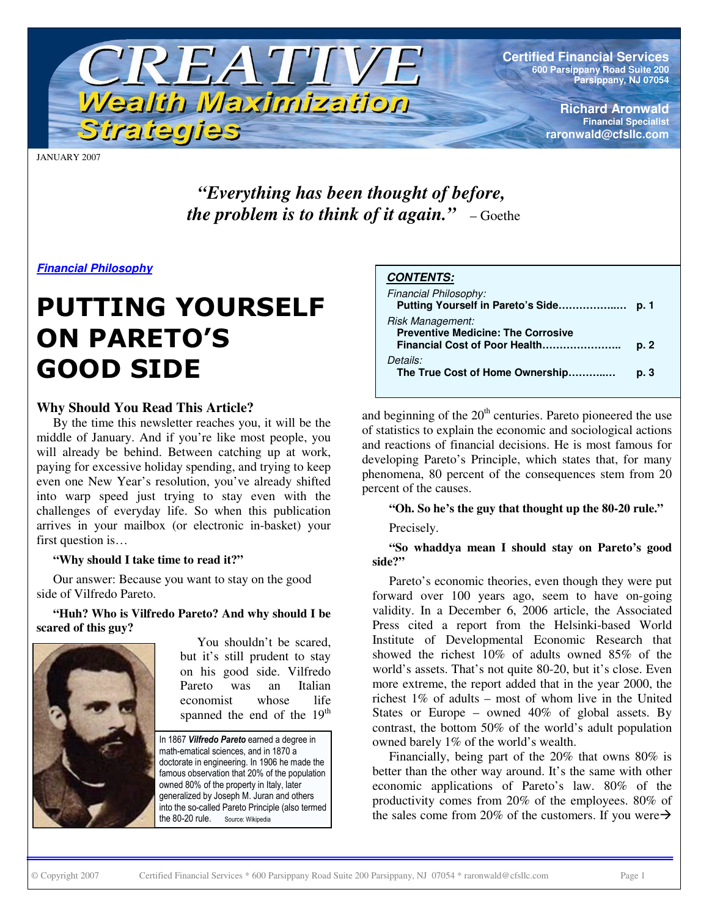# CREATIVE Wealth Maximization Strategies

**Certified Financial Services**
600 Parsippany Road Suite 200
Parsippany, NJ 07054

**Richard Aronwald**
Financial Specialist
raronwald@cfsllc.com

JANUARY 2007

***"Everything has been thought of before, the problem is to think of it again."*** – Goethe

**CONTENTS:**

*Financial Philosophy:*
**Putting Yourself in Pareto's Side……………..… p. 1**

*Risk Management:*
**Preventive Medicine: The Corrosive Financial Cost of Poor Health………………….. p. 2**

*Details:*
**The True Cost of Home Ownership………..… p. 3**

***Financial Philosophy***

# PUTTING YOURSELF ON PARETO'S GOOD SIDE

### Why Should You Read This Article?

By the time this newsletter reaches you, it will be the middle of January. And if you're like most people, you will already be behind. Between catching up at work, paying for excessive holiday spending, and trying to keep even one New Year's resolution, you've already shifted into warp speed just trying to stay even with the challenges of everyday life. So when this publication arrives in your mailbox (or electronic in-basket) your first question is…

**"Why should I take time to read it?"**

Our answer: Because you want to stay on the good side of Vilfredo Pareto.

**"Huh? Who is Vilfredo Pareto? And why should I be scared of this guy?**

You shouldn't be scared, but it's still prudent to stay on his good side. Vilfredo Pareto was an Italian economist whose life spanned the end of the 19th and beginning of the 20th centuries. Pareto pioneered the use of statistics to explain the economic and sociological actions and reactions of financial decisions. He is most famous for developing Pareto's Principle, which states that, for many phenomena, 80 percent of the consequences stem from 20 percent of the causes.

In 1867 ***Vilfredo Pareto*** earned a degree in math-ematical sciences, and in 1870 a doctorate in engineering. In 1906 he made the famous observation that 20% of the population owned 80% of the property in Italy, later generalized by Joseph M. Juran and others into the so-called Pareto Principle (also termed the 80-20 rule. Source: Wikipedia

**"Oh. So he's the guy that thought up the 80-20 rule."**

Precisely.

**"So whaddya mean I should stay on Pareto's good side?"**

Pareto's economic theories, even though they were put forward over 100 years ago, seem to have on-going validity. In a December 6, 2006 article, the Associated Press cited a report from the Helsinki-based World Institute of Developmental Economic Research that showed the richest 10% of adults owned 85% of the world's assets. That's not quite 80-20, but it's close. Even more extreme, the report added that in the year 2000, the richest 1% of adults – most of whom live in the United States or Europe – owned 40% of global assets. By contrast, the bottom 50% of the world's adult population owned barely 1% of the world's wealth.

Financially, being part of the 20% that owns 80% is better than the other way around. It's the same with other economic applications of Pareto's law. 80% of the productivity comes from 20% of the employees. 80% of the sales come from 20% of the customers. If you were→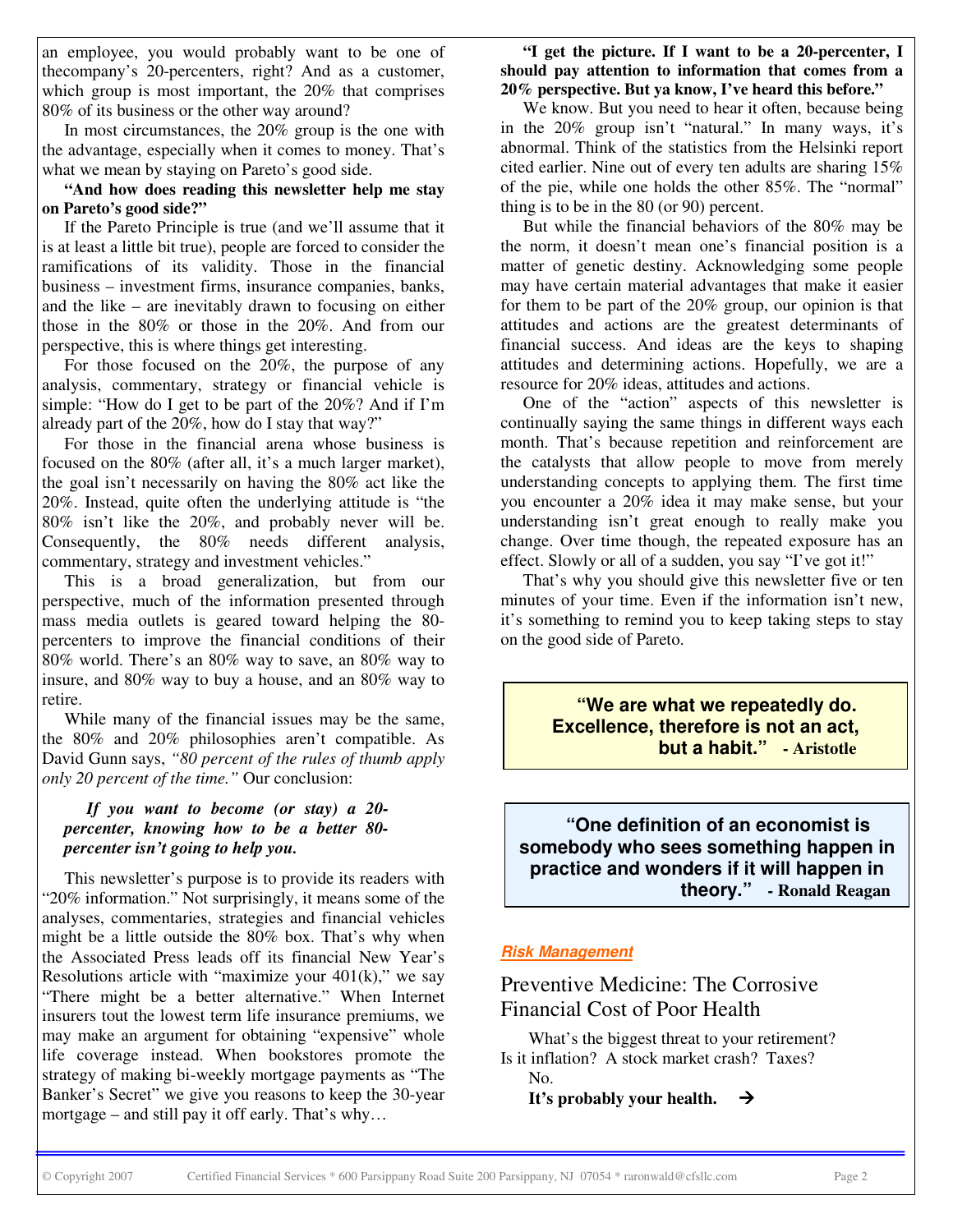an employee, you would probably want to be one of thecompany's 20-percenters, right? And as a customer, which group is most important, the 20% that comprises 80% of its business or the other way around?

In most circumstances, the 20% group is the one with the advantage, especially when it comes to money. That's what we mean by staying on Pareto's good side.

**"And how does reading this newsletter help me stay on Pareto's good side?"**

If the Pareto Principle is true (and we'll assume that it is at least a little bit true), people are forced to consider the ramifications of its validity. Those in the financial business – investment firms, insurance companies, banks, and the like – are inevitably drawn to focusing on either those in the 80% or those in the 20%. And from our perspective, this is where things get interesting.

For those focused on the 20%, the purpose of any analysis, commentary, strategy or financial vehicle is simple: "How do I get to be part of the 20%? And if I'm already part of the 20%, how do I stay that way?"

For those in the financial arena whose business is focused on the 80% (after all, it's a much larger market), the goal isn't necessarily on having the 80% act like the 20%. Instead, quite often the underlying attitude is "the 80% isn't like the 20%, and probably never will be. Consequently, the 80% needs different analysis, commentary, strategy and investment vehicles."

This is a broad generalization, but from our perspective, much of the information presented through mass media outlets is geared toward helping the 80-percenters to improve the financial conditions of their 80% world. There's an 80% way to save, an 80% way to insure, and 80% way to buy a house, and an 80% way to retire.

While many of the financial issues may be the same, the 80% and 20% philosophies aren't compatible. As David Gunn says, *"80 percent of the rules of thumb apply only 20 percent of the time."* Our conclusion:

***If you want to become (or stay) a 20-percenter, knowing how to be a better 80-percenter isn't going to help you.***

This newsletter's purpose is to provide its readers with "20% information." Not surprisingly, it means some of the analyses, commentaries, strategies and financial vehicles might be a little outside the 80% box. That's why when the Associated Press leads off its financial New Year's Resolutions article with "maximize your 401(k)," we say "There might be a better alternative." When Internet insurers tout the lowest term life insurance premiums, we may make an argument for obtaining "expensive" whole life coverage instead. When bookstores promote the strategy of making bi-weekly mortgage payments as "The Banker's Secret" we give you reasons to keep the 30-year mortgage – and still pay it off early. That's why…

**"I get the picture. If I want to be a 20-percenter, I should pay attention to information that comes from a 20% perspective. But ya know, I've heard this before."**

We know. But you need to hear it often, because being in the 20% group isn't "natural." In many ways, it's abnormal. Think of the statistics from the Helsinki report cited earlier. Nine out of every ten adults are sharing 15% of the pie, while one holds the other 85%. The "normal" thing is to be in the 80 (or 90) percent.

But while the financial behaviors of the 80% may be the norm, it doesn't mean one's financial position is a matter of genetic destiny. Acknowledging some people may have certain material advantages that make it easier for them to be part of the 20% group, our opinion is that attitudes and actions are the greatest determinants of financial success. And ideas are the keys to shaping attitudes and determining actions. Hopefully, we are a resource for 20% ideas, attitudes and actions.

One of the "action" aspects of this newsletter is continually saying the same things in different ways each month. That's because repetition and reinforcement are the catalysts that allow people to move from merely understanding concepts to applying them. The first time you encounter a 20% idea it may make sense, but your understanding isn't great enough to really make you change. Over time though, the repeated exposure has an effect. Slowly or all of a sudden, you say "I've got it!"

That's why you should give this newsletter five or ten minutes of your time. Even if the information isn't new, it's something to remind you to keep taking steps to stay on the good side of Pareto.

> **"We are what we repeatedly do. Excellence, therefore is not an act, but a habit."** **- Aristotle**

> **"One definition of an economist is somebody who sees something happen in practice and wonders if it will happen in theory."** **- Ronald Reagan**

***Risk Management***

## Preventive Medicine: The Corrosive Financial Cost of Poor Health

What's the biggest threat to your retirement? Is it inflation? A stock market crash? Taxes?

No.

**It's probably your health.** →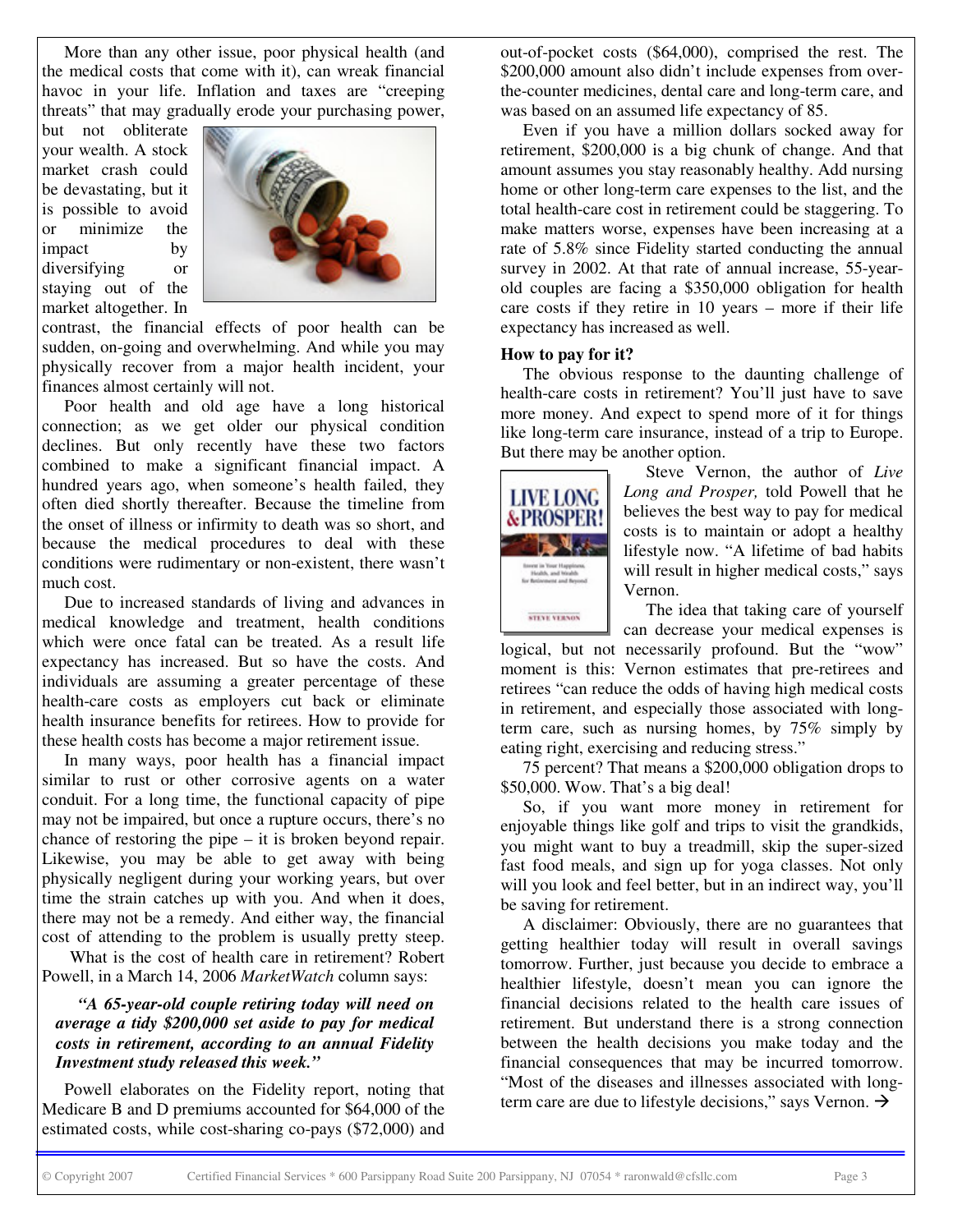More than any other issue, poor physical health (and the medical costs that come with it), can wreak financial havoc in your life. Inflation and taxes are "creeping threats" that may gradually erode your purchasing power, but not obliterate your wealth. A stock market crash could be devastating, but it is possible to avoid or minimize the impact by diversifying or staying out of the market altogether. In contrast, the financial effects of poor health can be sudden, on-going and overwhelming. And while you may physically recover from a major health incident, your finances almost certainly will not.

Poor health and old age have a long historical connection; as we get older our physical condition declines. But only recently have these two factors combined to make a significant financial impact. A hundred years ago, when someone's health failed, they often died shortly thereafter. Because the timeline from the onset of illness or infirmity to death was so short, and because the medical procedures to deal with these conditions were rudimentary or non-existent, there wasn't much cost.

Due to increased standards of living and advances in medical knowledge and treatment, health conditions which were once fatal can be treated. As a result life expectancy has increased. But so have the costs. And individuals are assuming a greater percentage of these health-care costs as employers cut back or eliminate health insurance benefits for retirees. How to provide for these health costs has become a major retirement issue.

In many ways, poor health has a financial impact similar to rust or other corrosive agents on a water conduit. For a long time, the functional capacity of pipe may not be impaired, but once a rupture occurs, there's no chance of restoring the pipe – it is broken beyond repair. Likewise, you may be able to get away with being physically negligent during your working years, but over time the strain catches up with you. And when it does, there may not be a remedy. And either way, the financial cost of attending to the problem is usually pretty steep.

What is the cost of health care in retirement? Robert Powell, in a March 14, 2006 *MarketWatch* column says:

> ***"A 65-year-old couple retiring today will need on average a tidy $200,000 set aside to pay for medical costs in retirement, according to an annual Fidelity Investment study released this week."***

Powell elaborates on the Fidelity report, noting that Medicare B and D premiums accounted for $64,000 of the estimated costs, while cost-sharing co-pays ($72,000) and out-of-pocket costs ($64,000), comprised the rest. The $200,000 amount also didn't include expenses from over-the-counter medicines, dental care and long-term care, and was based on an assumed life expectancy of 85.

Even if you have a million dollars socked away for retirement, $200,000 is a big chunk of change. And that amount assumes you stay reasonably healthy. Add nursing home or other long-term care expenses to the list, and the total health-care cost in retirement could be staggering. To make matters worse, expenses have been increasing at a rate of 5.8% since Fidelity started conducting the annual survey in 2002. At that rate of annual increase, 55-year-old couples are facing a $350,000 obligation for health care costs if they retire in 10 years – more if their life expectancy has increased as well.

**How to pay for it?**

The obvious response to the daunting challenge of health-care costs in retirement? You'll just have to save more money. And expect to spend more of it for things like long-term care insurance, instead of a trip to Europe. But there may be another option.

Steve Vernon, the author of *Live Long and Prosper,* told Powell that he believes the best way to pay for medical costs is to maintain or adopt a healthy lifestyle now. "A lifetime of bad habits will result in higher medical costs," says Vernon.

The idea that taking care of yourself can decrease your medical expenses is logical, but not necessarily profound. But the "wow" moment is this: Vernon estimates that pre-retirees and retirees "can reduce the odds of having high medical costs in retirement, and especially those associated with long-term care, such as nursing homes, by 75% simply by eating right, exercising and reducing stress."

75 percent? That means a $200,000 obligation drops to $50,000. Wow. That's a big deal!

So, if you want more money in retirement for enjoyable things like golf and trips to visit the grandkids, you might want to buy a treadmill, skip the super-sized fast food meals, and sign up for yoga classes. Not only will you look and feel better, but in an indirect way, you'll be saving for retirement.

A disclaimer: Obviously, there are no guarantees that getting healthier today will result in overall savings tomorrow. Further, just because you decide to embrace a healthier lifestyle, doesn't mean you can ignore the financial decisions related to the health care issues of retirement. But understand there is a strong connection between the health decisions you make today and the financial consequences that may be incurred tomorrow. "Most of the diseases and illnesses associated with long-term care are due to lifestyle decisions," says Vernon. →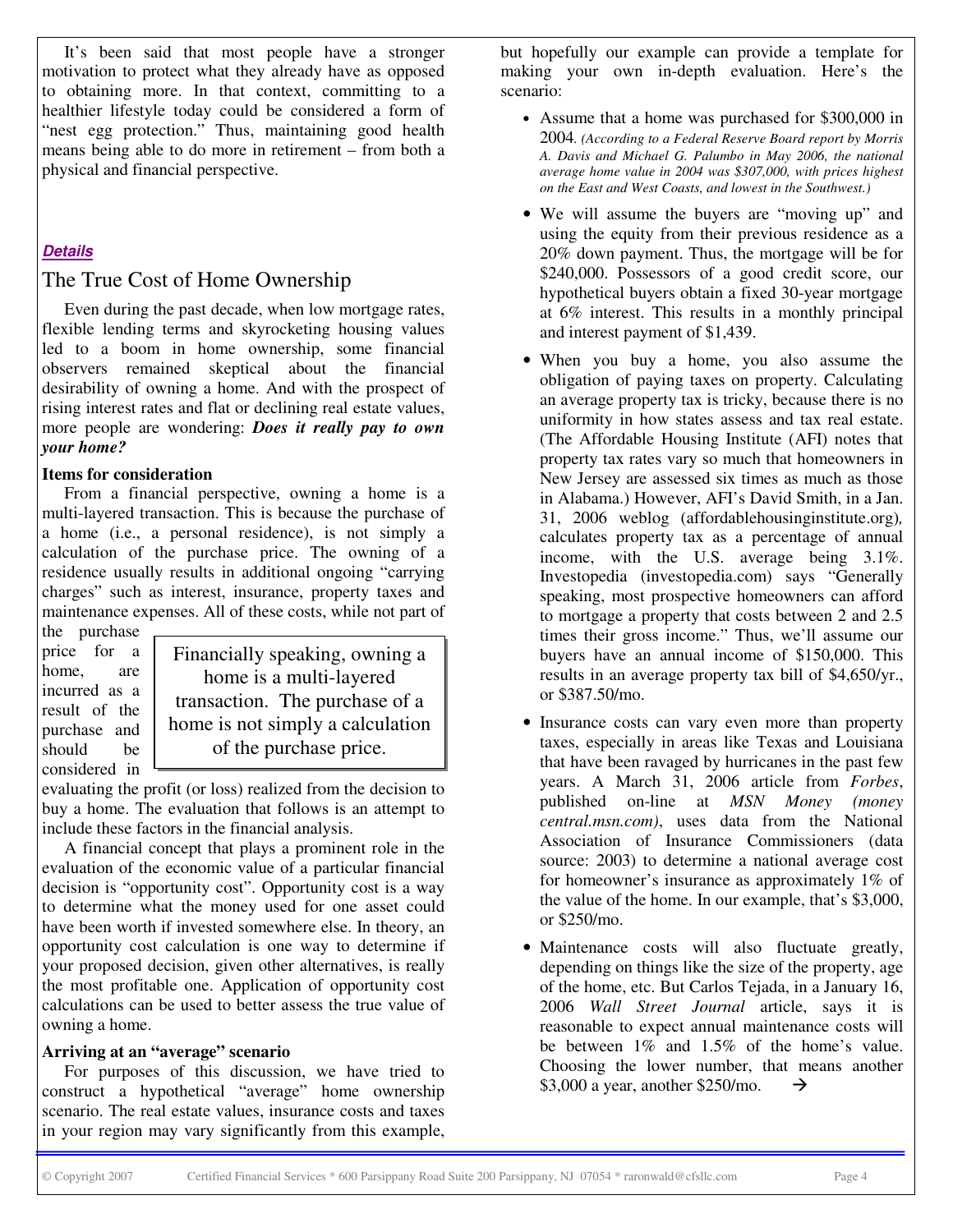It's been said that most people have a stronger motivation to protect what they already have as opposed to obtaining more. In that context, committing to a healthier lifestyle today could be considered a form of "nest egg protection." Thus, maintaining good health means being able to do more in retirement – from both a physical and financial perspective.

***Details***

## The True Cost of Home Ownership

Even during the past decade, when low mortgage rates, flexible lending terms and skyrocketing housing values led to a boom in home ownership, some financial observers remained skeptical about the financial desirability of owning a home. And with the prospect of rising interest rates and flat or declining real estate values, more people are wondering: ***Does it really pay to own your home?***

**Items for consideration**

From a financial perspective, owning a home is a multi-layered transaction. This is because the purchase of a home (i.e., a personal residence), is not simply a calculation of the purchase price. The owning of a residence usually results in additional ongoing "carrying charges" such as interest, insurance, property taxes and maintenance expenses. All of these costs, while not part of the purchase price for a home, are incurred as a result of the purchase and should be considered in evaluating the profit (or loss) realized from the decision to buy a home. The evaluation that follows is an attempt to include these factors in the financial analysis.

> Financially speaking, owning a home is a multi-layered transaction. The purchase of a home is not simply a calculation of the purchase price.

A financial concept that plays a prominent role in the evaluation of the economic value of a particular financial decision is "opportunity cost". Opportunity cost is a way to determine what the money used for one asset could have been worth if invested somewhere else. In theory, an opportunity cost calculation is one way to determine if your proposed decision, given other alternatives, is really the most profitable one. Application of opportunity cost calculations can be used to better assess the true value of owning a home.

**Arriving at an "average" scenario**

For purposes of this discussion, we have tried to construct a hypothetical "average" home ownership scenario. The real estate values, insurance costs and taxes in your region may vary significantly from this example, but hopefully our example can provide a template for making your own in-depth evaluation. Here's the scenario:

- Assume that a home was purchased for $300,000 in 2004. *(According to a Federal Reserve Board report by Morris A. Davis and Michael G. Palumbo in May 2006, the national average home value in 2004 was $307,000, with prices highest on the East and West Coasts, and lowest in the Southwest.)*
- We will assume the buyers are "moving up" and using the equity from their previous residence as a 20% down payment. Thus, the mortgage will be for $240,000. Possessors of a good credit score, our hypothetical buyers obtain a fixed 30-year mortgage at 6% interest. This results in a monthly principal and interest payment of $1,439.
- When you buy a home, you also assume the obligation of paying taxes on property. Calculating an average property tax is tricky, because there is no uniformity in how states assess and tax real estate. (The Affordable Housing Institute (AFI) notes that property tax rates vary so much that homeowners in New Jersey are assessed six times as much as those in Alabama.) However, AFI's David Smith, in a Jan. 31, 2006 weblog (affordablehousinginstitute.org), calculates property tax as a percentage of annual income, with the U.S. average being 3.1%. Investopedia (investopedia.com) says "Generally speaking, most prospective homeowners can afford to mortgage a property that costs between 2 and 2.5 times their gross income." Thus, we'll assume our buyers have an annual income of $150,000. This results in an average property tax bill of $4,650/yr., or $387.50/mo.
- Insurance costs can vary even more than property taxes, especially in areas like Texas and Louisiana that have been ravaged by hurricanes in the past few years. A March 31, 2006 article from *Forbes*, published on-line at *MSN Money (money central.msn.com)*, uses data from the National Association of Insurance Commissioners (data source: 2003) to determine a national average cost for homeowner's insurance as approximately 1% of the value of the home. In our example, that's $3,000, or $250/mo.
- Maintenance costs will also fluctuate greatly, depending on things like the size of the property, age of the home, etc. But Carlos Tejada, in a January 16, 2006 *Wall Street Journal* article, says it is reasonable to expect annual maintenance costs will be between 1% and 1.5% of the home's value. Choosing the lower number, that means another $3,000 a year, another $250/mo. →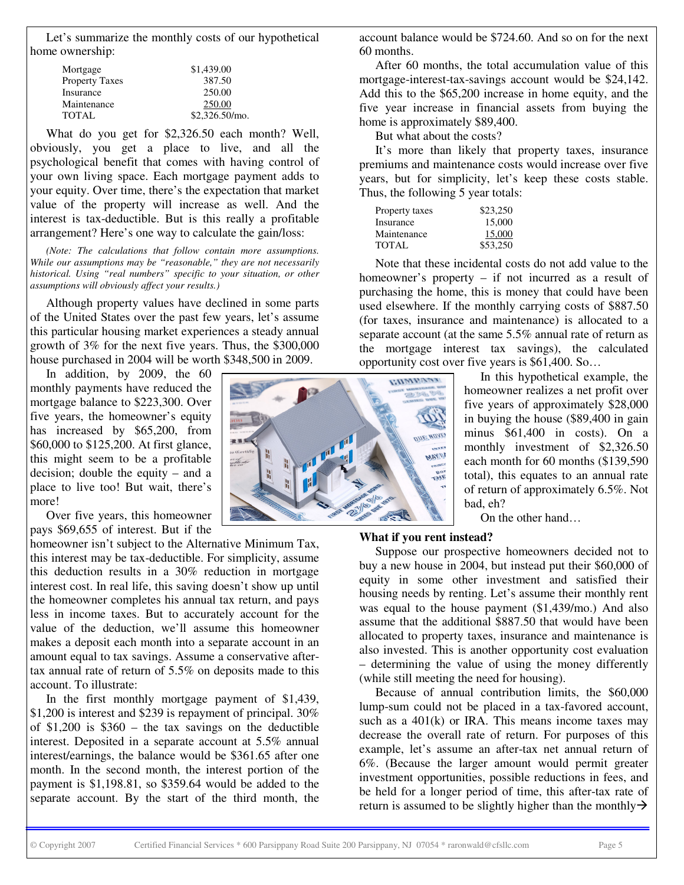Let's summarize the monthly costs of our hypothetical home ownership:

| | |
|---|---|
| Mortgage | $1,439.00 |
| Property Taxes | 387.50 |
| Insurance | 250.00 |
| Maintenance | 250.00 |
| TOTAL | $2,326.50/mo. |

What do you get for $2,326.50 each month? Well, obviously, you get a place to live, and all the psychological benefit that comes with having control of your own living space. Each mortgage payment adds to your equity. Over time, there's the expectation that market value of the property will increase as well. And the interest is tax-deductible. But is this really a profitable arrangement? Here's one way to calculate the gain/loss:

*(Note: The calculations that follow contain more assumptions. While our assumptions may be "reasonable," they are not necessarily historical. Using "real numbers" specific to your situation, or other assumptions will obviously affect your results.)*

Although property values have declined in some parts of the United States over the past few years, let's assume this particular housing market experiences a steady annual growth of 3% for the next five years. Thus, the $300,000 house purchased in 2004 will be worth $348,500 in 2009.

In addition, by 2009, the 60 monthly payments have reduced the mortgage balance to $223,300. Over five years, the homeowner's equity has increased by $65,200, from $60,000 to $125,200. At first glance, this might seem to be a profitable decision; double the equity – and a place to live too! But wait, there's more!

Over five years, this homeowner pays $69,655 of interest. But if the homeowner isn't subject to the Alternative Minimum Tax, this interest may be tax-deductible. For simplicity, assume this deduction results in a 30% reduction in mortgage interest cost. In real life, this saving doesn't show up until the homeowner completes his annual tax return, and pays less in income taxes. But to accurately account for the value of the deduction, we'll assume this homeowner makes a deposit each month into a separate account in an amount equal to tax savings. Assume a conservative after-tax annual rate of return of 5.5% on deposits made to this account. To illustrate:

In the first monthly mortgage payment of $1,439, $1,200 is interest and $239 is repayment of principal. 30% of $1,200 is $360 – the tax savings on the deductible interest. Deposited in a separate account at 5.5% annual interest/earnings, the balance would be $361.65 after one month. In the second month, the interest portion of the payment is $1,198.81, so $359.64 would be added to the separate account. By the start of the third month, the account balance would be $724.60. And so on for the next 60 months.

After 60 months, the total accumulation value of this mortgage-interest-tax-savings account would be $24,142. Add this to the $65,200 increase in home equity, and the five year increase in financial assets from buying the home is approximately $89,400.

But what about the costs?

It's more than likely that property taxes, insurance premiums and maintenance costs would increase over five years, but for simplicity, let's keep these costs stable. Thus, the following 5 year totals:

| | |
|---|---|
| Property taxes | $23,250 |
| Insurance | 15,000 |
| Maintenance | 15,000 |
| TOTAL | $53,250 |

Note that these incidental costs do not add value to the homeowner's property – if not incurred as a result of purchasing the home, this is money that could have been used elsewhere. If the monthly carrying costs of $887.50 (for taxes, insurance and maintenance) is allocated to a separate account (at the same 5.5% annual rate of return as the mortgage interest tax savings), the calculated opportunity cost over five years is $61,400. So…

In this hypothetical example, the homeowner realizes a net profit over five years of approximately $28,000 in buying the house ($89,400 in gain minus $61,400 in costs). On a monthly investment of $2,326.50 each month for 60 months ($139,590 total), this equates to an annual rate of return of approximately 6.5%. Not bad, eh?

On the other hand…

**What if you rent instead?**

Suppose our prospective homeowners decided not to buy a new house in 2004, but instead put their $60,000 of equity in some other investment and satisfied their housing needs by renting. Let's assume their monthly rent was equal to the house payment ($1,439/mo.) And also assume that the additional $887.50 that would have been allocated to property taxes, insurance and maintenance is also invested. This is another opportunity cost evaluation – determining the value of using the money differently (while still meeting the need for housing).

Because of annual contribution limits, the $60,000 lump-sum could not be placed in a tax-favored account, such as a 401(k) or IRA. This means income taxes may decrease the overall rate of return. For purposes of this example, let's assume an after-tax net annual return of 6%. (Because the larger amount would permit greater investment opportunities, possible reductions in fees, and be held for a longer period of time, this after-tax rate of return is assumed to be slightly higher than the monthly→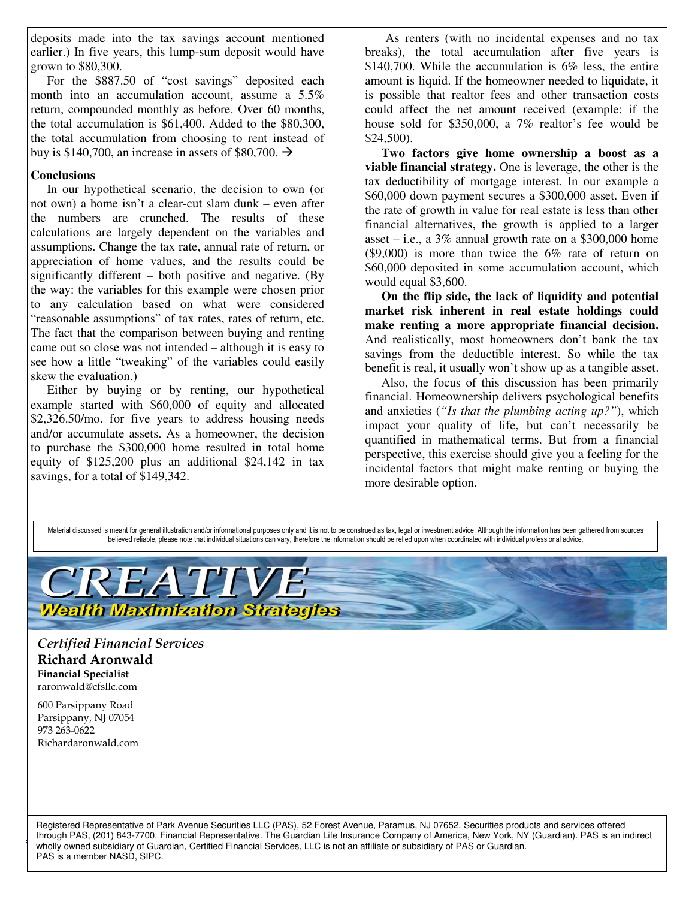deposits made into the tax savings account mentioned earlier.) In five years, this lump-sum deposit would have grown to $80,300.

For the $887.50 of "cost savings" deposited each month into an accumulation account, assume a 5.5% return, compounded monthly as before. Over 60 months, the total accumulation is $61,400. Added to the $80,300, the total accumulation from choosing to rent instead of buy is $140,700, an increase in assets of $80,700. →

**Conclusions**

In our hypothetical scenario, the decision to own (or not own) a home isn't a clear-cut slam dunk – even after the numbers are crunched. The results of these calculations are largely dependent on the variables and assumptions. Change the tax rate, annual rate of return, or appreciation of home values, and the results could be significantly different – both positive and negative. (By the way: the variables for this example were chosen prior to any calculation based on what were considered "reasonable assumptions" of tax rates, rates of return, etc. The fact that the comparison between buying and renting came out so close was not intended – although it is easy to see how a little "tweaking" of the variables could easily skew the evaluation.)

Either by buying or by renting, our hypothetical example started with $60,000 of equity and allocated $2,326.50/mo. for five years to address housing needs and/or accumulate assets. As a homeowner, the decision to purchase the $300,000 home resulted in total home equity of $125,200 plus an additional $24,142 in tax savings, for a total of $149,342.

As renters (with no incidental expenses and no tax breaks), the total accumulation after five years is $140,700. While the accumulation is 6% less, the entire amount is liquid. If the homeowner needed to liquidate, it is possible that realtor fees and other transaction costs could affect the net amount received (example: if the house sold for $350,000, a 7% realtor's fee would be $24,500).

**Two factors give home ownership a boost as a viable financial strategy.** One is leverage, the other is the tax deductibility of mortgage interest. In our example a $60,000 down payment secures a $300,000 asset. Even if the rate of growth in value for real estate is less than other financial alternatives, the growth is applied to a larger asset – i.e., a 3% annual growth rate on a $300,000 home ($9,000) is more than twice the 6% rate of return on $60,000 deposited in some accumulation account, which would equal $3,600.

**On the flip side, the lack of liquidity and potential market risk inherent in real estate holdings could make renting a more appropriate financial decision.** And realistically, most homeowners don't bank the tax savings from the deductible interest. So while the tax benefit is real, it usually won't show up as a tangible asset.

Also, the focus of this discussion has been primarily financial. Homeownership delivers psychological benefits and anxieties (*"Is that the plumbing acting up?"*), which impact your quality of life, but can't necessarily be quantified in mathematical terms. But from a financial perspective, this exercise should give you a feeling for the incidental factors that might make renting or buying the more desirable option.

Material discussed is meant for general illustration and/or informational purposes only and it is not to be construed as tax, legal or investment advice. Although the information has been gathered from sources believed reliable, please note that individual situations can vary, therefore the information should be relied upon when coordinated with individual professional advice.

**CREATIVE**
**Wealth Maximization Strategies**

*Certified Financial Services*
**Richard Aronwald**
**Financial Specialist**
raronwald@cfsllc.com

600 Parsippany Road
Parsippany, NJ 07054
973 263-0622
Richardaronwald.com

Registered Representative of Park Avenue Securities LLC (PAS), 52 Forest Avenue, Paramus, NJ 07652. Securities products and services offered through PAS, (201) 843-7700. Financial Representative. The Guardian Life Insurance Company of America, New York, NY (Guardian). PAS is an indirect wholly owned subsidiary of Guardian, Certified Financial Services, LLC is not an affiliate or subsidiary of PAS or Guardian.
PAS is a member NASD, SIPC.